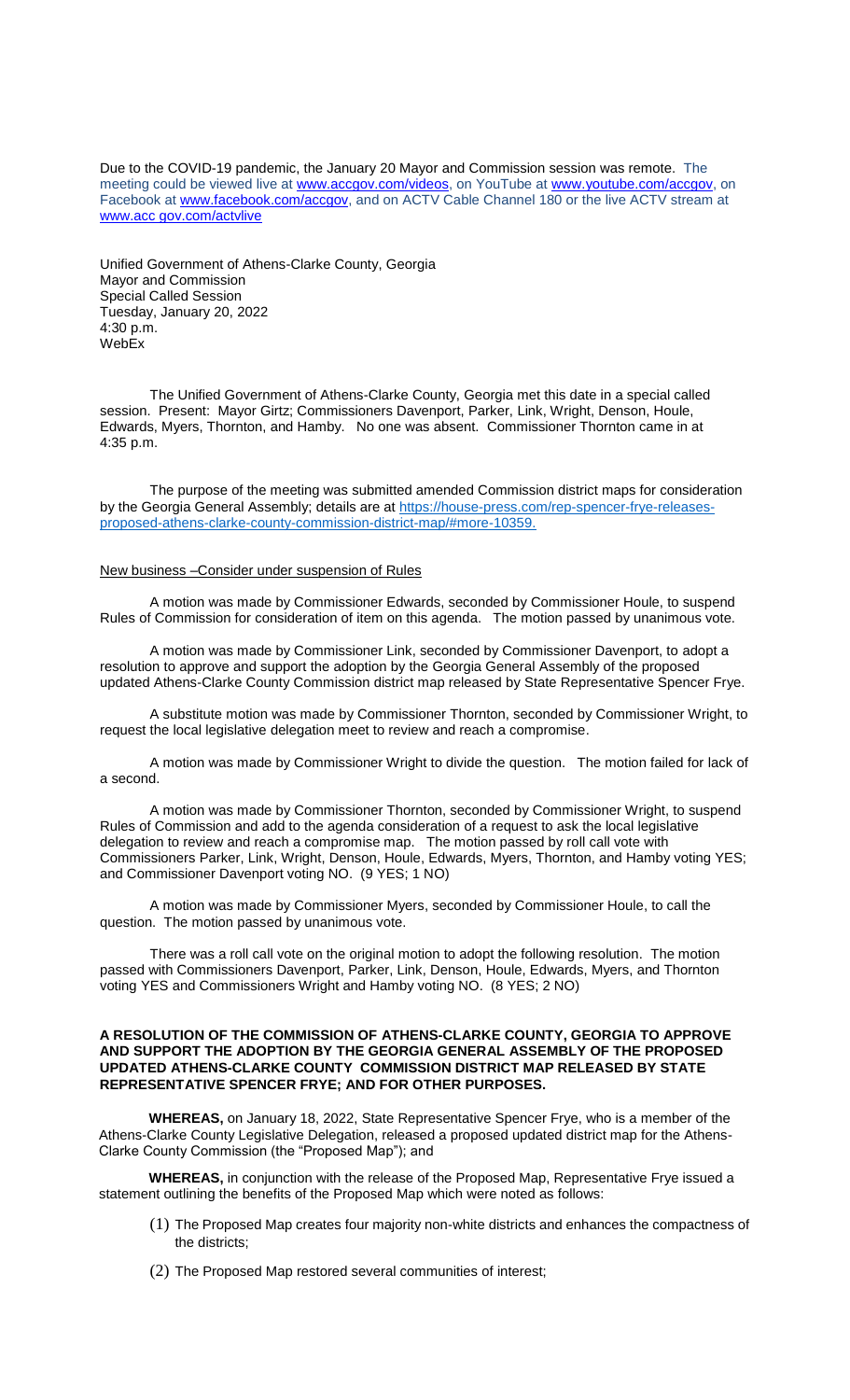Due to the COVID-19 pandemic, the January 20 Mayor and Commission session was remote. The meeting could be viewed live at www.accgov.com/videos, on YouTube at www.youtube.com/accgov, on Facebook at www.facebook.com/accgov, and on ACTV Cable Channel 180 or the live ACTV stream at www.acc gov.com/actvlive

Unified Government of Athens-Clarke County, Georgia
Mayor and Commission
Special Called Session
Tuesday, January 20, 2022
4:30 p.m.
WebEx

The Unified Government of Athens-Clarke County, Georgia met this date in a special called session. Present: Mayor Girtz; Commissioners Davenport, Parker, Link, Wright, Denson, Houle, Edwards, Myers, Thornton, and Hamby. No one was absent. Commissioner Thornton came in at 4:35 p.m.

The purpose of the meeting was submitted amended Commission district maps for consideration by the Georgia General Assembly; details are at https://house-press.com/rep-spencer-frye-releases-proposed-athens-clarke-county-commission-district-map/#more-10359.

New business –Consider under suspension of Rules

A motion was made by Commissioner Edwards, seconded by Commissioner Houle, to suspend Rules of Commission for consideration of item on this agenda. The motion passed by unanimous vote.

A motion was made by Commissioner Link, seconded by Commissioner Davenport, to adopt a resolution to approve and support the adoption by the Georgia General Assembly of the proposed updated Athens-Clarke County Commission district map released by State Representative Spencer Frye.

A substitute motion was made by Commissioner Thornton, seconded by Commissioner Wright, to request the local legislative delegation meet to review and reach a compromise.

A motion was made by Commissioner Wright to divide the question. The motion failed for lack of a second.

A motion was made by Commissioner Thornton, seconded by Commissioner Wright, to suspend Rules of Commission and add to the agenda consideration of a request to ask the local legislative delegation to review and reach a compromise map. The motion passed by roll call vote with Commissioners Parker, Link, Wright, Denson, Houle, Edwards, Myers, Thornton, and Hamby voting YES; and Commissioner Davenport voting NO. (9 YES; 1 NO)

A motion was made by Commissioner Myers, seconded by Commissioner Houle, to call the question. The motion passed by unanimous vote.

There was a roll call vote on the original motion to adopt the following resolution. The motion passed with Commissioners Davenport, Parker, Link, Denson, Houle, Edwards, Myers, and Thornton voting YES and Commissioners Wright and Hamby voting NO. (8 YES; 2 NO)

**A RESOLUTION OF THE COMMISSION OF ATHENS-CLARKE COUNTY, GEORGIA TO APPROVE AND SUPPORT THE ADOPTION BY THE GEORGIA GENERAL ASSEMBLY OF THE PROPOSED UPDATED ATHENS-CLARKE COUNTY COMMISSION DISTRICT MAP RELEASED BY STATE REPRESENTATIVE SPENCER FRYE; AND FOR OTHER PURPOSES.**

**WHEREAS,** on January 18, 2022, State Representative Spencer Frye, who is a member of the Athens-Clarke County Legislative Delegation, released a proposed updated district map for the Athens-Clarke County Commission (the "Proposed Map"); and

**WHEREAS,** in conjunction with the release of the Proposed Map, Representative Frye issued a statement outlining the benefits of the Proposed Map which were noted as follows:

(1) The Proposed Map creates four majority non-white districts and enhances the compactness of the districts;

(2) The Proposed Map restored several communities of interest;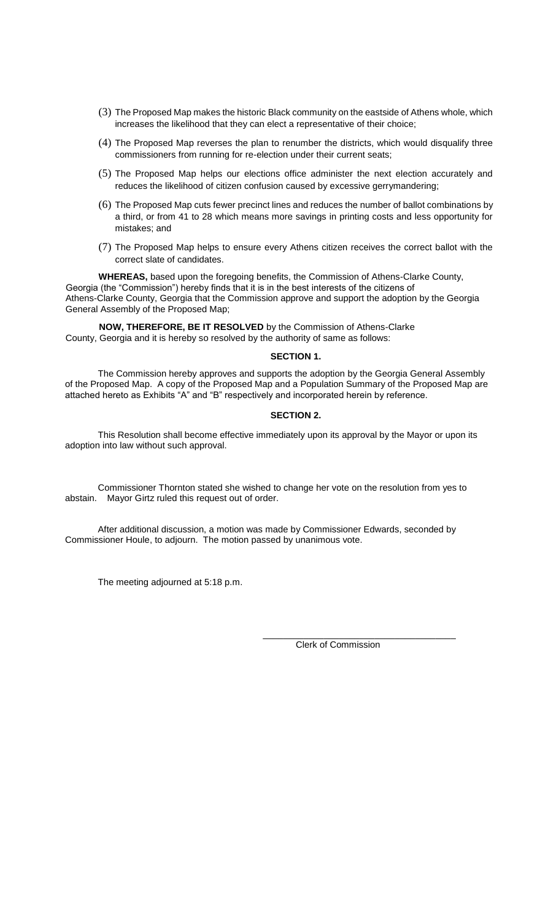(3) The Proposed Map makes the historic Black community on the eastside of Athens whole, which increases the likelihood that they can elect a representative of their choice;

(4) The Proposed Map reverses the plan to renumber the districts, which would disqualify three commissioners from running for re-election under their current seats;

(5) The Proposed Map helps our elections office administer the next election accurately and reduces the likelihood of citizen confusion caused by excessive gerrymandering;

(6) The Proposed Map cuts fewer precinct lines and reduces the number of ballot combinations by a third, or from 41 to 28 which means more savings in printing costs and less opportunity for mistakes; and

(7) The Proposed Map helps to ensure every Athens citizen receives the correct ballot with the correct slate of candidates.

**WHEREAS,** based upon the foregoing benefits, the Commission of Athens-Clarke County, Georgia (the "Commission") hereby finds that it is in the best interests of the citizens of Athens-Clarke County, Georgia that the Commission approve and support the adoption by the Georgia General Assembly of the Proposed Map;

**NOW, THEREFORE, BE IT RESOLVED** by the Commission of Athens-Clarke County, Georgia and it is hereby so resolved by the authority of same as follows:

**SECTION 1.**

The Commission hereby approves and supports the adoption by the Georgia General Assembly of the Proposed Map. A copy of the Proposed Map and a Population Summary of the Proposed Map are attached hereto as Exhibits "A" and "B" respectively and incorporated herein by reference.

**SECTION 2.**

This Resolution shall become effective immediately upon its approval by the Mayor or upon its adoption into law without such approval.

Commissioner Thornton stated she wished to change her vote on the resolution from yes to abstain. Mayor Girtz ruled this request out of order.

After additional discussion, a motion was made by Commissioner Edwards, seconded by Commissioner Houle, to adjourn. The motion passed by unanimous vote.

The meeting adjourned at 5:18 p.m.

Clerk of Commission